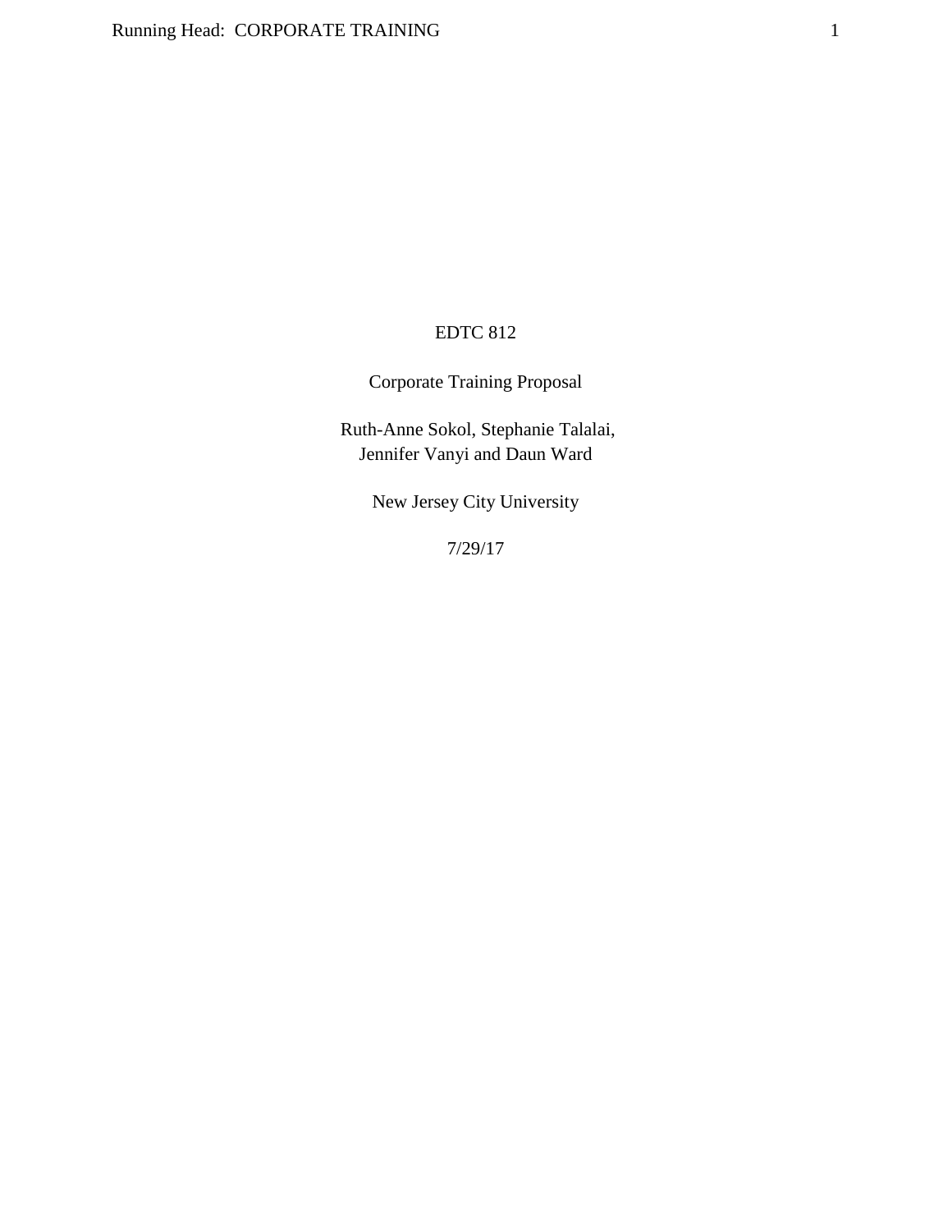EDTC 812

Corporate Training Proposal

Ruth-Anne Sokol, Stephanie Talalai,
Jennifer Vanyi and Daun Ward

New Jersey City University

7/29/17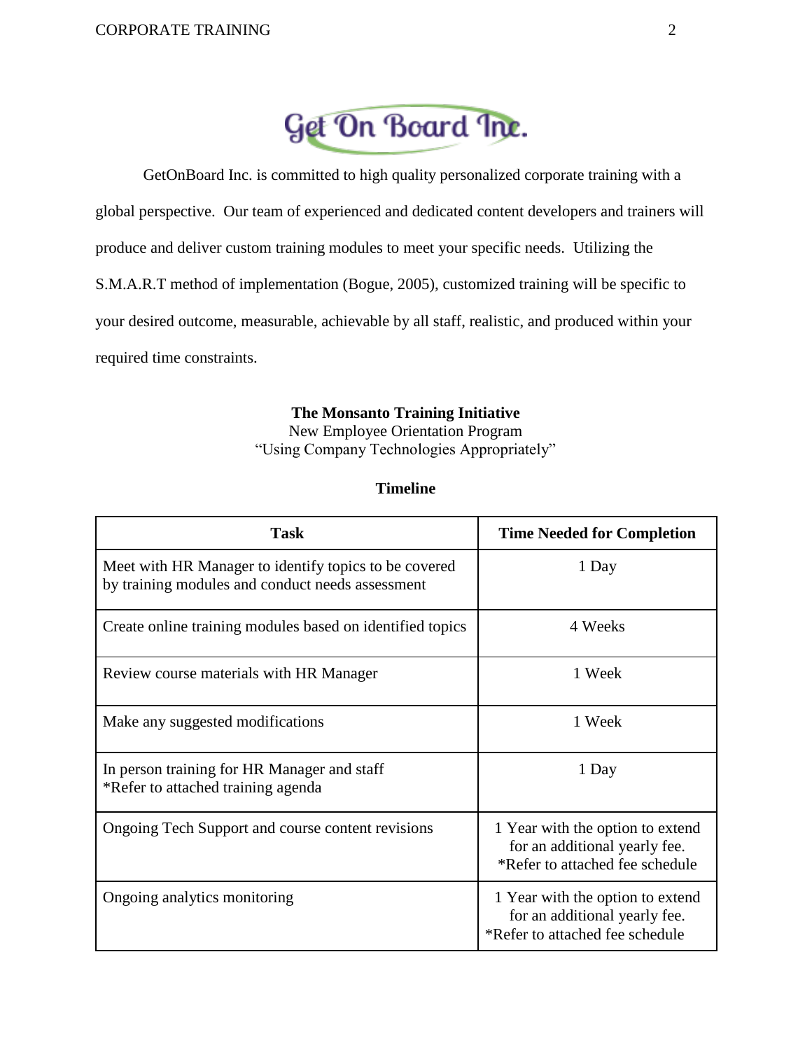Get On Board Inc.

GetOnBoard Inc. is committed to high quality personalized corporate training with a global perspective. Our team of experienced and dedicated content developers and trainers will produce and deliver custom training modules to meet your specific needs. Utilizing the S.M.A.R.T method of implementation (Bogue, 2005), customized training will be specific to your desired outcome, measurable, achievable by all staff, realistic, and produced within your required time constraints.

**The Monsanto Training Initiative**
New Employee Orientation Program
"Using Company Technologies Appropriately"

**Timeline**

| Task | Time Needed for Completion |
| --- | --- |
| Meet with HR Manager to identify topics to be covered by training modules and conduct needs assessment | 1 Day |
| Create online training modules based on identified topics | 4 Weeks |
| Review course materials with HR Manager | 1 Week |
| Make any suggested modifications | 1 Week |
| In person training for HR Manager and staff *Refer to attached training agenda | 1 Day |
| Ongoing Tech Support and course content revisions | 1 Year with the option to extend for an additional yearly fee. *Refer to attached fee schedule |
| Ongoing analytics monitoring | 1 Year with the option to extend for an additional yearly fee. *Refer to attached fee schedule |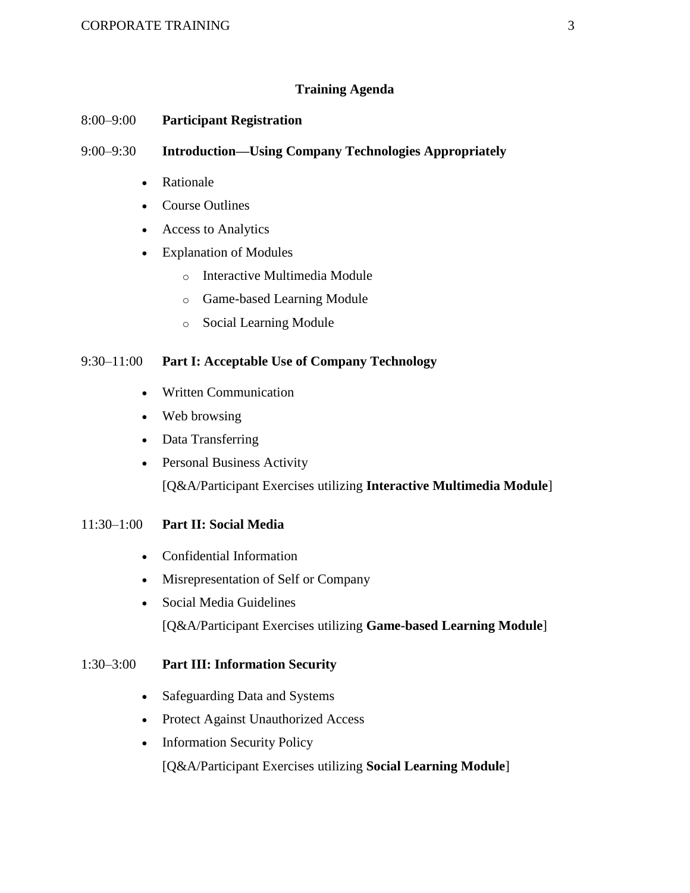## Training Agenda

8:00–9:00 **Participant Registration**

9:00–9:30 **Introduction—Using Company Technologies Appropriately**

- Rationale
- Course Outlines
- Access to Analytics
- Explanation of Modules
  - Interactive Multimedia Module
  - Game-based Learning Module
  - Social Learning Module

9:30–11:00 **Part I: Acceptable Use of Company Technology**

- Written Communication
- Web browsing
- Data Transferring
- Personal Business Activity

  [Q&A/Participant Exercises utilizing **Interactive Multimedia Module**]

11:30–1:00 **Part II: Social Media**

- Confidential Information
- Misrepresentation of Self or Company
- Social Media Guidelines

  [Q&A/Participant Exercises utilizing **Game-based Learning Module**]

1:30–3:00 **Part III: Information Security**

- Safeguarding Data and Systems
- Protect Against Unauthorized Access
- Information Security Policy

  [Q&A/Participant Exercises utilizing **Social Learning Module**]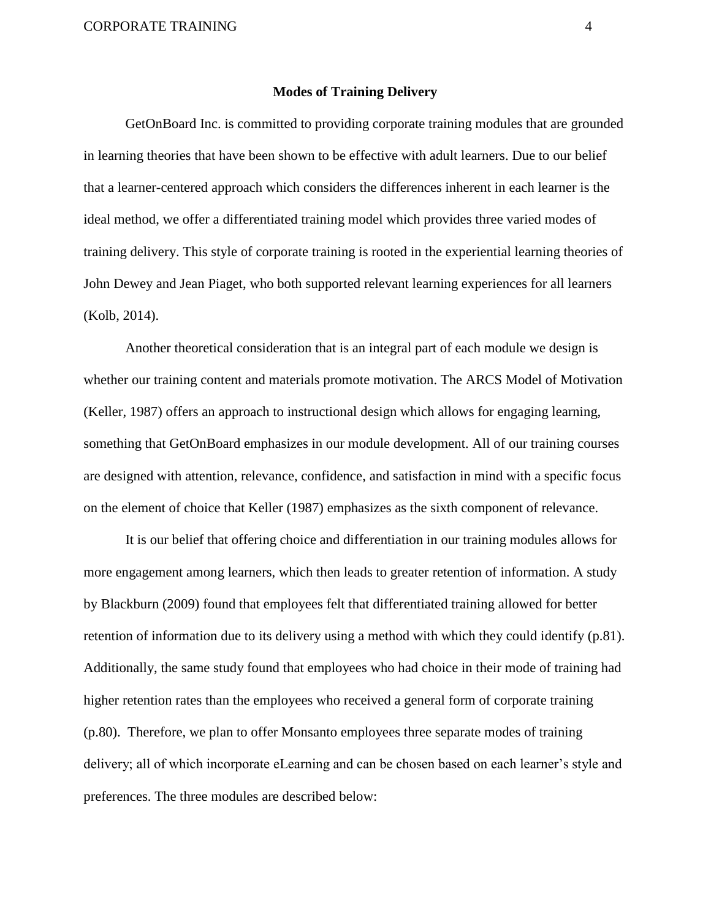## Modes of Training Delivery

GetOnBoard Inc. is committed to providing corporate training modules that are grounded in learning theories that have been shown to be effective with adult learners. Due to our belief that a learner-centered approach which considers the differences inherent in each learner is the ideal method, we offer a differentiated training model which provides three varied modes of training delivery. This style of corporate training is rooted in the experiential learning theories of John Dewey and Jean Piaget, who both supported relevant learning experiences for all learners (Kolb, 2014).

Another theoretical consideration that is an integral part of each module we design is whether our training content and materials promote motivation. The ARCS Model of Motivation (Keller, 1987) offers an approach to instructional design which allows for engaging learning, something that GetOnBoard emphasizes in our module development. All of our training courses are designed with attention, relevance, confidence, and satisfaction in mind with a specific focus on the element of choice that Keller (1987) emphasizes as the sixth component of relevance.

It is our belief that offering choice and differentiation in our training modules allows for more engagement among learners, which then leads to greater retention of information. A study by Blackburn (2009) found that employees felt that differentiated training allowed for better retention of information due to its delivery using a method with which they could identify (p.81). Additionally, the same study found that employees who had choice in their mode of training had higher retention rates than the employees who received a general form of corporate training (p.80). Therefore, we plan to offer Monsanto employees three separate modes of training delivery; all of which incorporate eLearning and can be chosen based on each learner's style and preferences. The three modules are described below: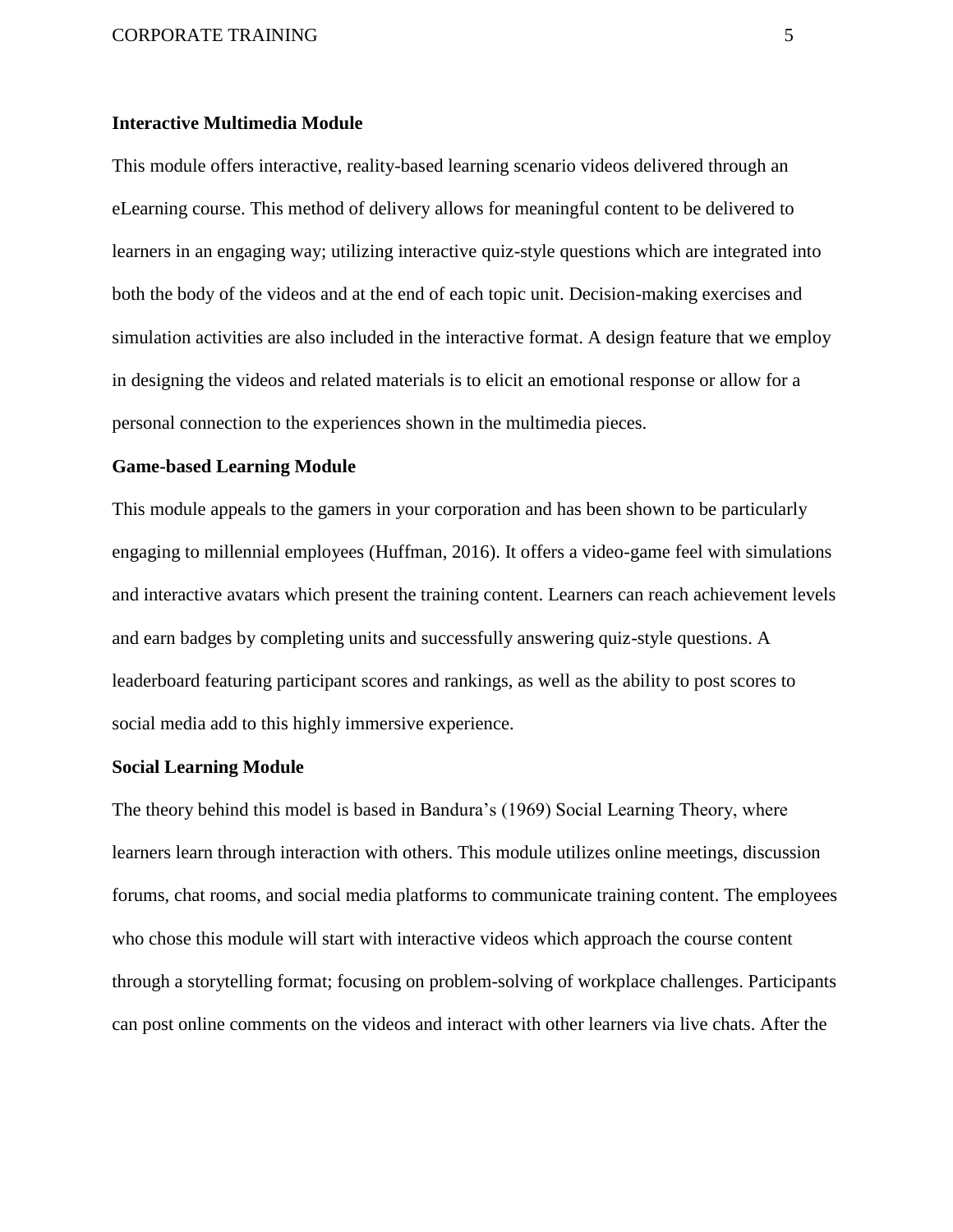### Interactive Multimedia Module

This module offers interactive, reality-based learning scenario videos delivered through an eLearning course. This method of delivery allows for meaningful content to be delivered to learners in an engaging way; utilizing interactive quiz-style questions which are integrated into both the body of the videos and at the end of each topic unit. Decision-making exercises and simulation activities are also included in the interactive format. A design feature that we employ in designing the videos and related materials is to elicit an emotional response or allow for a personal connection to the experiences shown in the multimedia pieces.

### Game-based Learning Module

This module appeals to the gamers in your corporation and has been shown to be particularly engaging to millennial employees (Huffman, 2016). It offers a video-game feel with simulations and interactive avatars which present the training content. Learners can reach achievement levels and earn badges by completing units and successfully answering quiz-style questions. A leaderboard featuring participant scores and rankings, as well as the ability to post scores to social media add to this highly immersive experience.

### Social Learning Module

The theory behind this model is based in Bandura's (1969) Social Learning Theory, where learners learn through interaction with others. This module utilizes online meetings, discussion forums, chat rooms, and social media platforms to communicate training content. The employees who chose this module will start with interactive videos which approach the course content through a storytelling format; focusing on problem-solving of workplace challenges. Participants can post online comments on the videos and interact with other learners via live chats. After the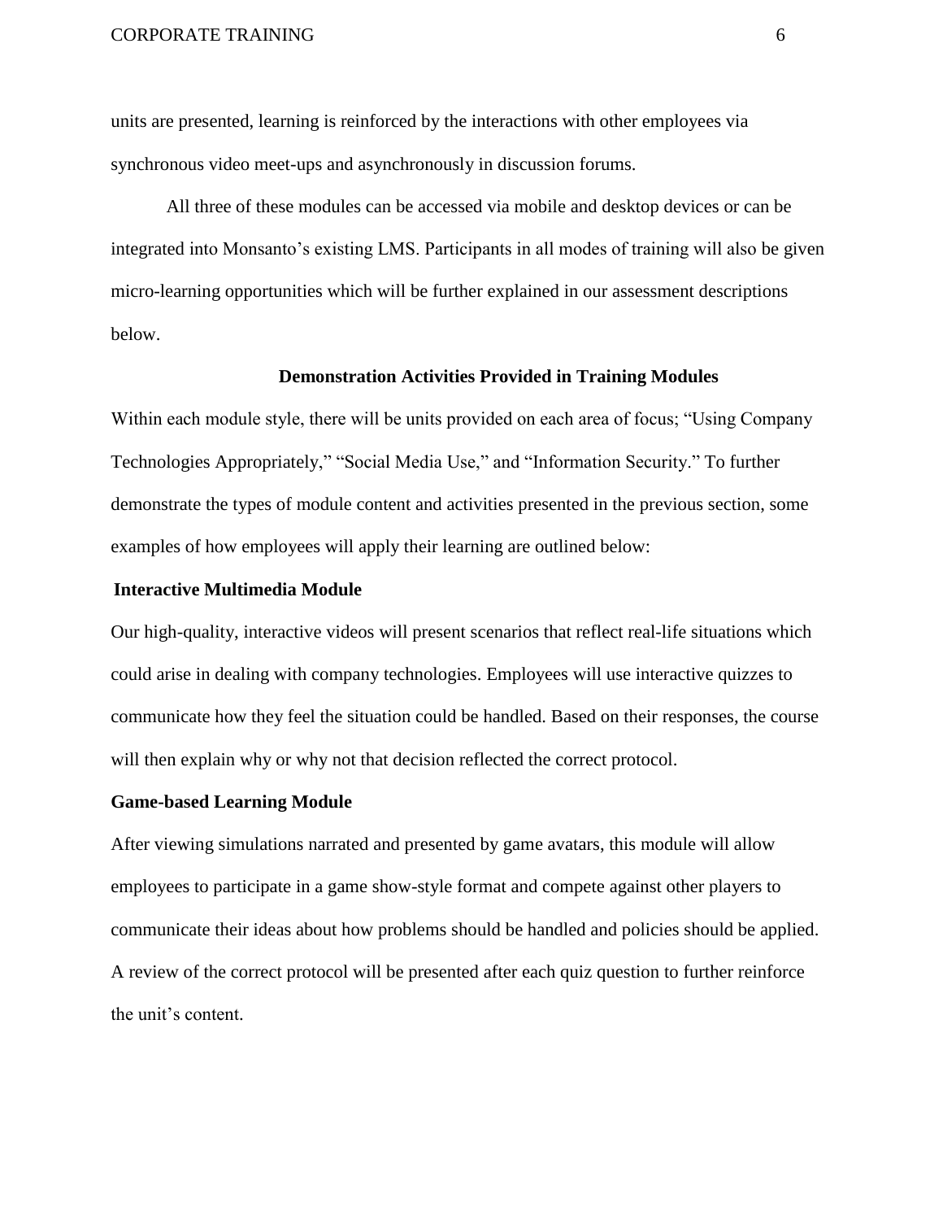units are presented, learning is reinforced by the interactions with other employees via synchronous video meet-ups and asynchronously in discussion forums.

All three of these modules can be accessed via mobile and desktop devices or can be integrated into Monsanto's existing LMS. Participants in all modes of training will also be given micro-learning opportunities which will be further explained in our assessment descriptions below.

## Demonstration Activities Provided in Training Modules

Within each module style, there will be units provided on each area of focus; "Using Company Technologies Appropriately," "Social Media Use," and "Information Security." To further demonstrate the types of module content and activities presented in the previous section, some examples of how employees will apply their learning are outlined below:

### Interactive Multimedia Module

Our high-quality, interactive videos will present scenarios that reflect real-life situations which could arise in dealing with company technologies. Employees will use interactive quizzes to communicate how they feel the situation could be handled. Based on their responses, the course will then explain why or why not that decision reflected the correct protocol.

### Game-based Learning Module

After viewing simulations narrated and presented by game avatars, this module will allow employees to participate in a game show-style format and compete against other players to communicate their ideas about how problems should be handled and policies should be applied. A review of the correct protocol will be presented after each quiz question to further reinforce the unit's content.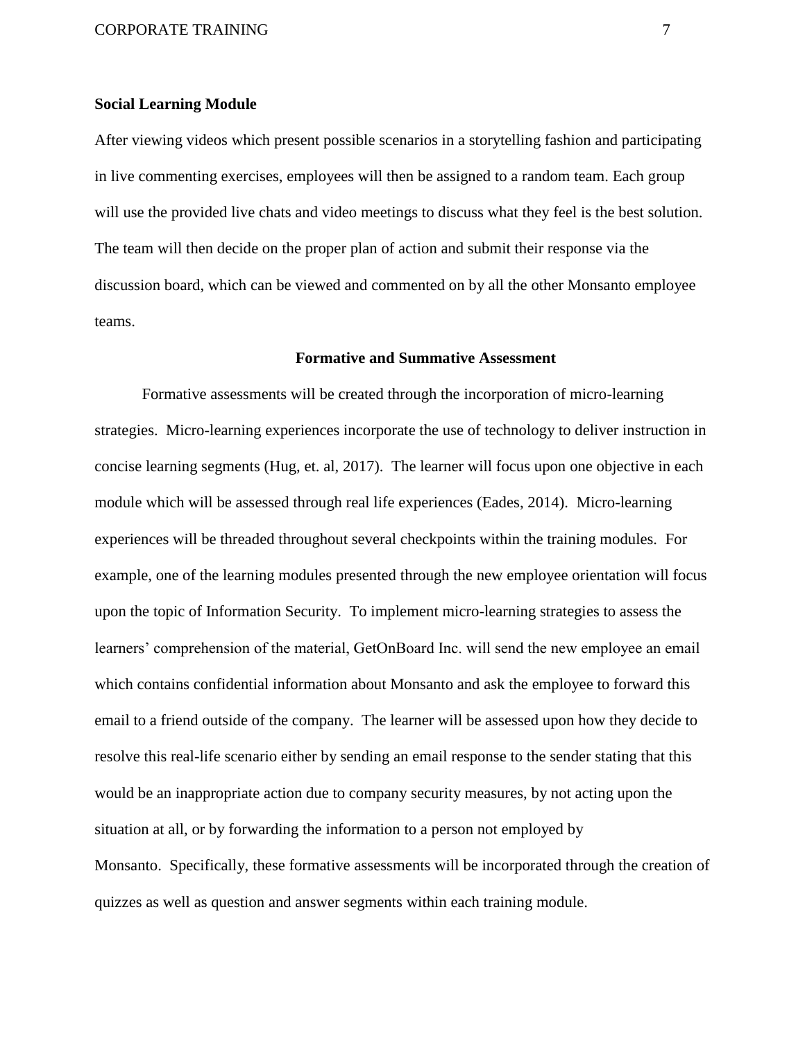**Social Learning Module**

After viewing videos which present possible scenarios in a storytelling fashion and participating in live commenting exercises, employees will then be assigned to a random team. Each group will use the provided live chats and video meetings to discuss what they feel is the best solution. The team will then decide on the proper plan of action and submit their response via the discussion board, which can be viewed and commented on by all the other Monsanto employee teams.

## Formative and Summative Assessment

Formative assessments will be created through the incorporation of micro-learning strategies. Micro-learning experiences incorporate the use of technology to deliver instruction in concise learning segments (Hug, et. al, 2017). The learner will focus upon one objective in each module which will be assessed through real life experiences (Eades, 2014). Micro-learning experiences will be threaded throughout several checkpoints within the training modules. For example, one of the learning modules presented through the new employee orientation will focus upon the topic of Information Security. To implement micro-learning strategies to assess the learners' comprehension of the material, GetOnBoard Inc. will send the new employee an email which contains confidential information about Monsanto and ask the employee to forward this email to a friend outside of the company. The learner will be assessed upon how they decide to resolve this real-life scenario either by sending an email response to the sender stating that this would be an inappropriate action due to company security measures, by not acting upon the situation at all, or by forwarding the information to a person not employed by Monsanto. Specifically, these formative assessments will be incorporated through the creation of quizzes as well as question and answer segments within each training module.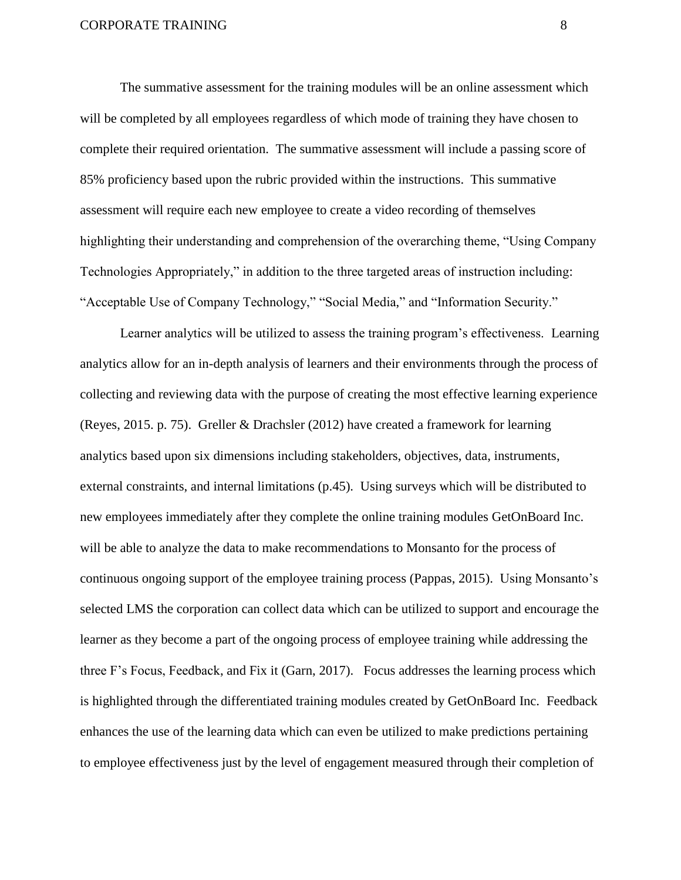The summative assessment for the training modules will be an online assessment which will be completed by all employees regardless of which mode of training they have chosen to complete their required orientation. The summative assessment will include a passing score of 85% proficiency based upon the rubric provided within the instructions. This summative assessment will require each new employee to create a video recording of themselves highlighting their understanding and comprehension of the overarching theme, "Using Company Technologies Appropriately," in addition to the three targeted areas of instruction including: "Acceptable Use of Company Technology," "Social Media," and "Information Security."

Learner analytics will be utilized to assess the training program's effectiveness. Learning analytics allow for an in-depth analysis of learners and their environments through the process of collecting and reviewing data with the purpose of creating the most effective learning experience (Reyes, 2015. p. 75). Greller & Drachsler (2012) have created a framework for learning analytics based upon six dimensions including stakeholders, objectives, data, instruments, external constraints, and internal limitations (p.45). Using surveys which will be distributed to new employees immediately after they complete the online training modules GetOnBoard Inc. will be able to analyze the data to make recommendations to Monsanto for the process of continuous ongoing support of the employee training process (Pappas, 2015). Using Monsanto's selected LMS the corporation can collect data which can be utilized to support and encourage the learner as they become a part of the ongoing process of employee training while addressing the three F's Focus, Feedback, and Fix it (Garn, 2017). Focus addresses the learning process which is highlighted through the differentiated training modules created by GetOnBoard Inc. Feedback enhances the use of the learning data which can even be utilized to make predictions pertaining to employee effectiveness just by the level of engagement measured through their completion of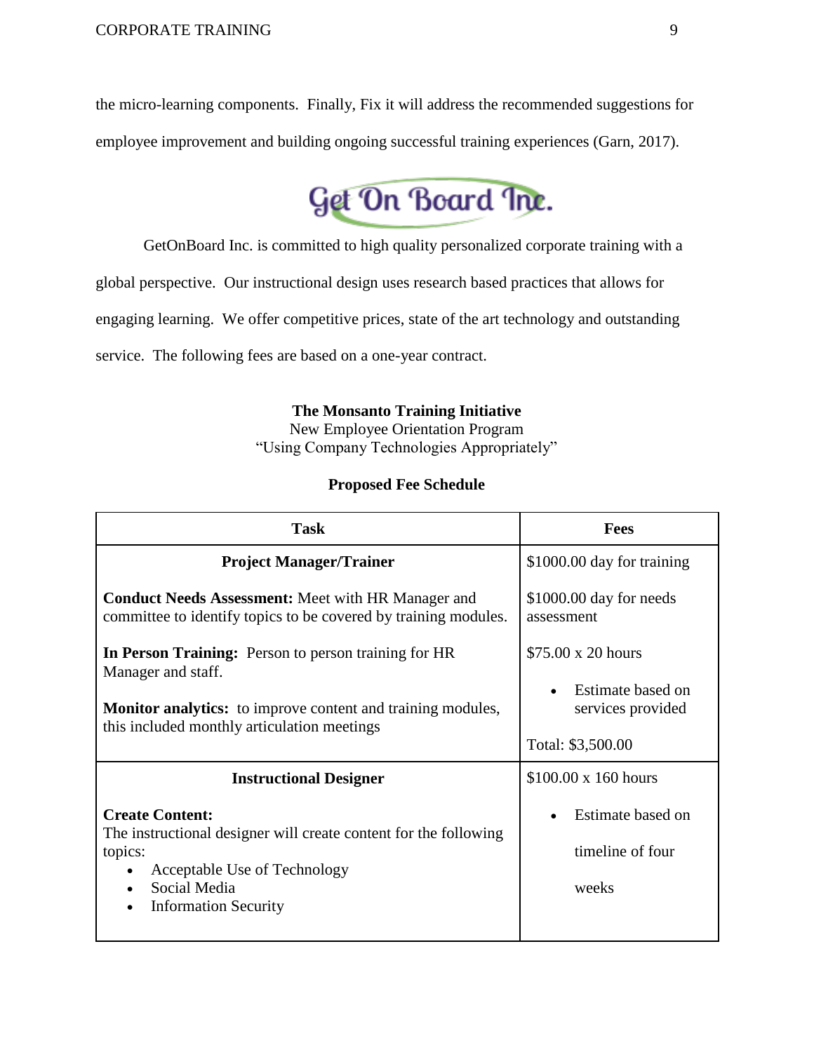the micro-learning components. Finally, Fix it will address the recommended suggestions for employee improvement and building ongoing successful training experiences (Garn, 2017).

Get On Board Inc.

GetOnBoard Inc. is committed to high quality personalized corporate training with a global perspective. Our instructional design uses research based practices that allows for engaging learning. We offer competitive prices, state of the art technology and outstanding service. The following fees are based on a one-year contract.

**The Monsanto Training Initiative**
New Employee Orientation Program
"Using Company Technologies Appropriately"

**Proposed Fee Schedule**

| Task | Fees |
| --- | --- |
| **Project Manager/Trainer**<br><br>**Conduct Needs Assessment:** Meet with HR Manager and committee to identify topics to be covered by training modules.<br><br>**In Person Training:** Person to person training for HR Manager and staff.<br><br>**Monitor analytics:** to improve content and training modules, this included monthly articulation meetings | $1000.00 day for training<br><br>$1000.00 day for needs assessment<br><br>$75.00 x 20 hours<br><br>• Estimate based on services provided<br><br>Total: $3,500.00 |
| **Instructional Designer**<br><br>**Create Content:**<br>The instructional designer will create content for the following topics:<br>• Acceptable Use of Technology<br>• Social Media<br>• Information Security | $100.00 x 160 hours<br><br>• Estimate based on timeline of four weeks |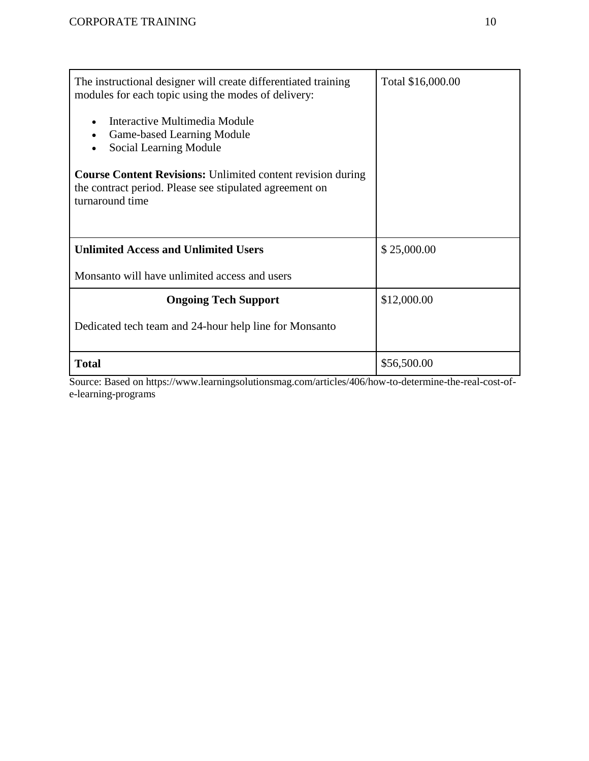| | |
|---|---|
| The instructional designer will create differentiated training modules for each topic using the modes of delivery:<br><br>• Interactive Multimedia Module<br>• Game-based Learning Module<br>• Social Learning Module<br><br>**Course Content Revisions:** Unlimited content revision during the contract period. Please see stipulated agreement on turnaround time | Total $16,000.00 |
| **Unlimited Access and Unlimited Users**<br><br>Monsanto will have unlimited access and users | $ 25,000.00 |
| **Ongoing Tech Support**<br><br>Dedicated tech team and 24-hour help line for Monsanto | $12,000.00 |
| **Total** | $56,500.00 |

Source: Based on https://www.learningsolutionsmag.com/articles/406/how-to-determine-the-real-cost-of-e-learning-programs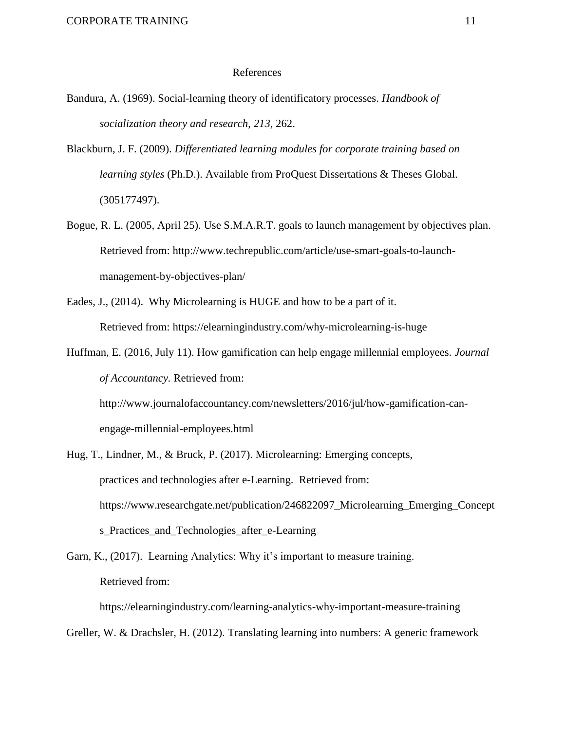# References

Bandura, A. (1969). Social-learning theory of identificatory processes. *Handbook of socialization theory and research*, *213*, 262.

Blackburn, J. F. (2009). *Differentiated learning modules for corporate training based on learning styles* (Ph.D.). Available from ProQuest Dissertations & Theses Global. (305177497).

Bogue, R. L. (2005, April 25). Use S.M.A.R.T. goals to launch management by objectives plan. Retrieved from: http://www.techrepublic.com/article/use-smart-goals-to-launch-management-by-objectives-plan/

Eades, J., (2014). Why Microlearning is HUGE and how to be a part of it. Retrieved from: https://elearningindustry.com/why-microlearning-is-huge

Huffman, E. (2016, July 11). How gamification can help engage millennial employees. *Journal of Accountancy*. Retrieved from: http://www.journalofaccountancy.com/newsletters/2016/jul/how-gamification-can-engage-millennial-employees.html

Hug, T., Lindner, M., & Bruck, P. (2017). Microlearning: Emerging concepts, practices and technologies after e-Learning. Retrieved from: https://www.researchgate.net/publication/246822097_Microlearning_Emerging_Concepts_Practices_and_Technologies_after_e-Learning

Garn, K., (2017). Learning Analytics: Why it's important to measure training. Retrieved from: https://elearningindustry.com/learning-analytics-why-important-measure-training

Greller, W. & Drachsler, H. (2012). Translating learning into numbers: A generic framework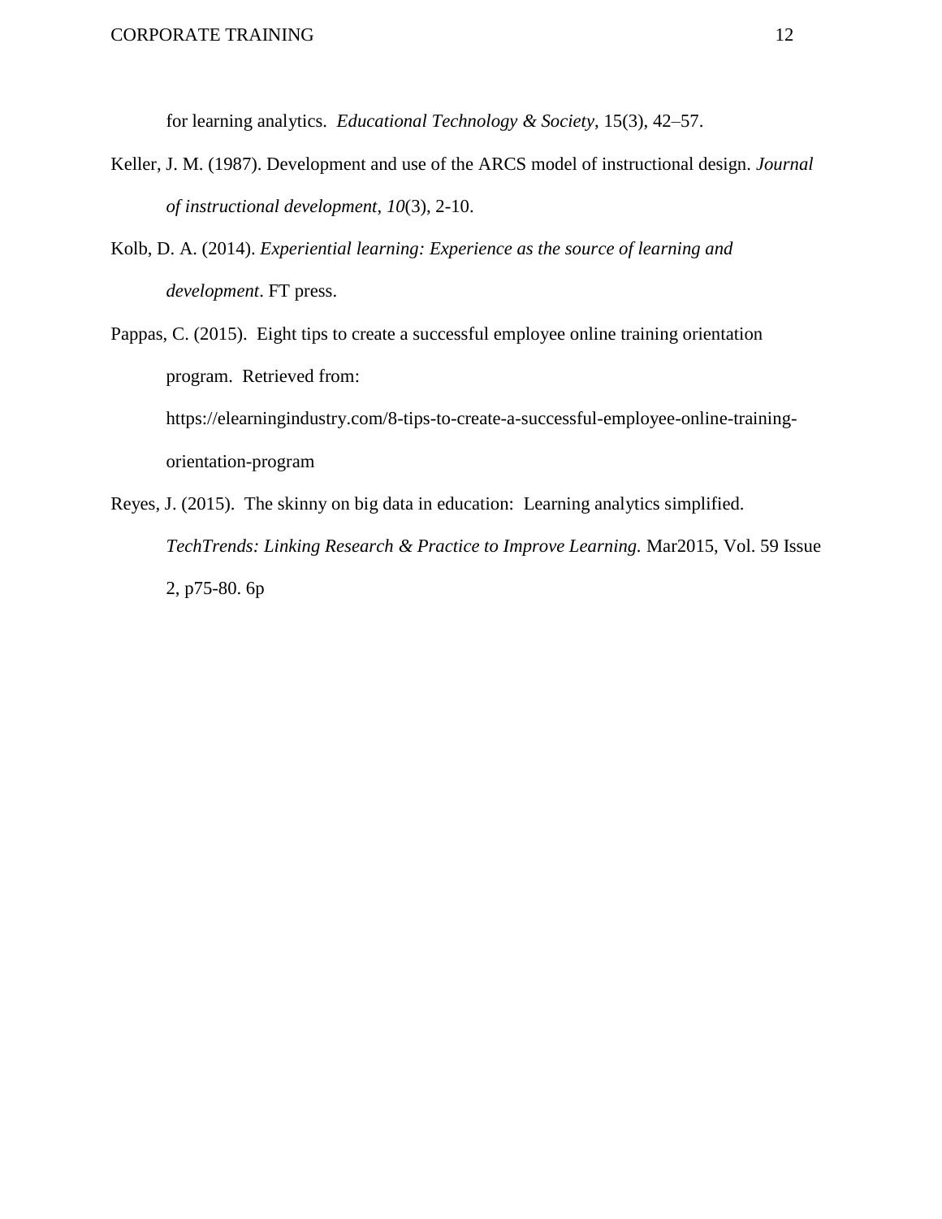for learning analytics. *Educational Technology & Society*, 15(3), 42–57.

Keller, J. M. (1987). Development and use of the ARCS model of instructional design. *Journal of instructional development*, *10*(3), 2-10.

Kolb, D. A. (2014). *Experiential learning: Experience as the source of learning and development*. FT press.

Pappas, C. (2015). Eight tips to create a successful employee online training orientation program. Retrieved from: https://elearningindustry.com/8-tips-to-create-a-successful-employee-online-training-orientation-program

Reyes, J. (2015). The skinny on big data in education: Learning analytics simplified. *TechTrends: Linking Research & Practice to Improve Learning.* Mar2015, Vol. 59 Issue 2, p75-80. 6p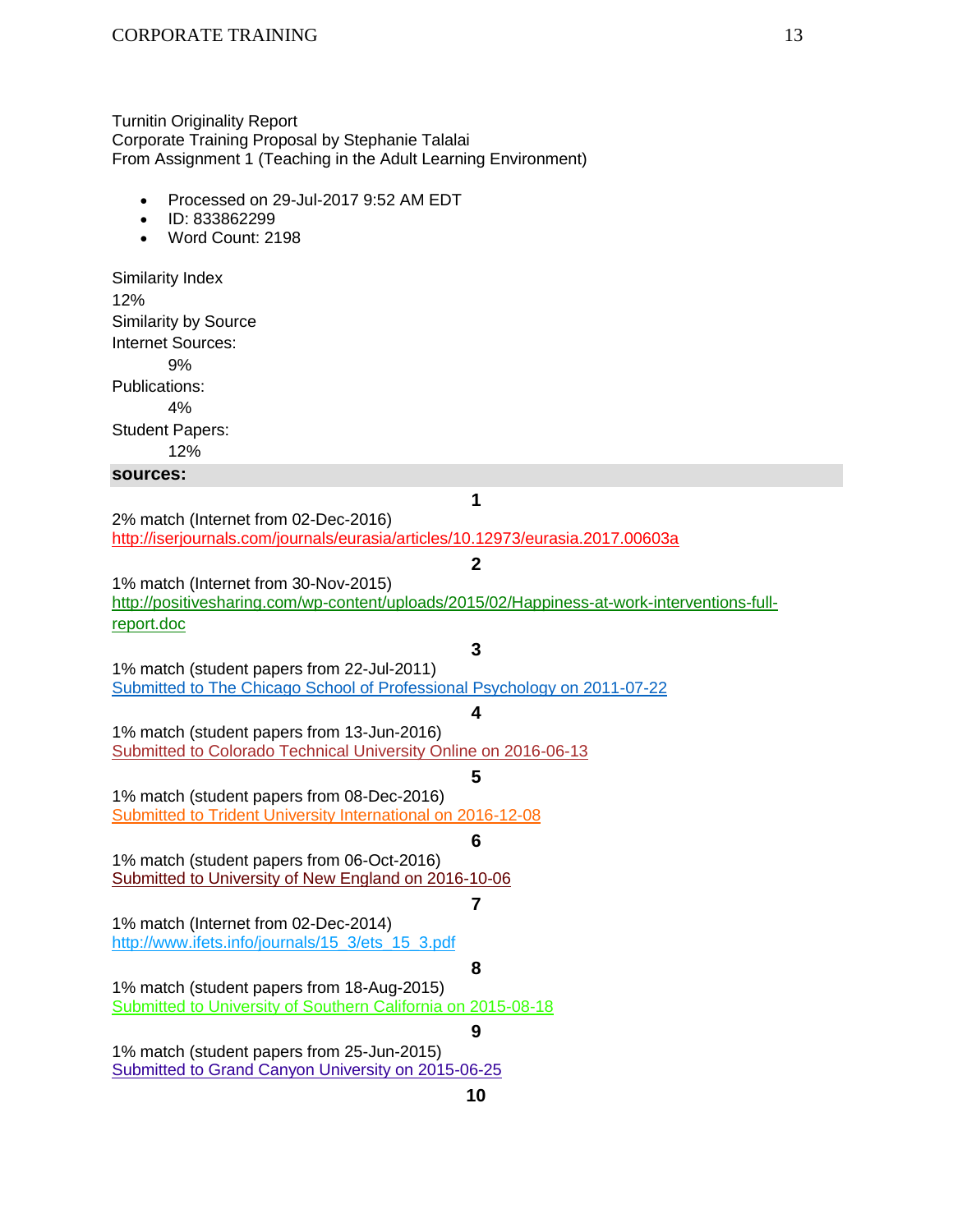Turnitin Originality Report
Corporate Training Proposal by Stephanie Talalai
From Assignment 1 (Teaching in the Adult Learning Environment)

- Processed on 29-Jul-2017 9:52 AM EDT
- ID: 833862299
- Word Count: 2198

Similarity Index
12%
Similarity by Source
Internet Sources:
9%
Publications:
4%
Student Papers:
12%

**sources:**

**1**

2% match (Internet from 02-Dec-2016)
http://iserjournals.com/journals/eurasia/articles/10.12973/eurasia.2017.00603a

**2**

1% match (Internet from 30-Nov-2015)
http://positivesharing.com/wp-content/uploads/2015/02/Happiness-at-work-interventions-full-report.doc

**3**

1% match (student papers from 22-Jul-2011)
Submitted to The Chicago School of Professional Psychology on 2011-07-22

**4**

1% match (student papers from 13-Jun-2016)
Submitted to Colorado Technical University Online on 2016-06-13

**5**

1% match (student papers from 08-Dec-2016)
Submitted to Trident University International on 2016-12-08

**6**

1% match (student papers from 06-Oct-2016)
Submitted to University of New England on 2016-10-06

**7**

1% match (Internet from 02-Dec-2014)
http://www.ifets.info/journals/15_3/ets_15_3.pdf

**8**

1% match (student papers from 18-Aug-2015)
Submitted to University of Southern California on 2015-08-18

**9**

1% match (student papers from 25-Jun-2015)
Submitted to Grand Canyon University on 2015-06-25

**10**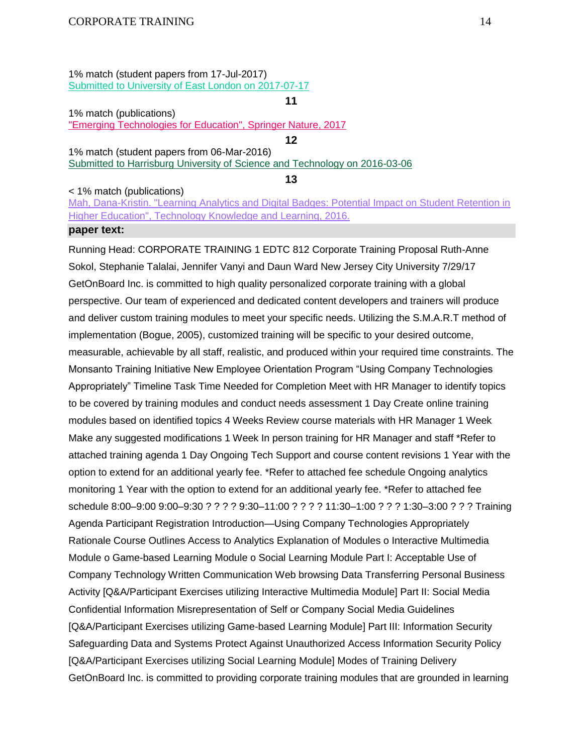1% match (student papers from 17-Jul-2017)
Submitted to University of East London on 2017-07-17

**11**

1% match (publications)
"Emerging Technologies for Education", Springer Nature, 2017

**12**

1% match (student papers from 06-Mar-2016)
Submitted to Harrisburg University of Science and Technology on 2016-03-06

**13**

< 1% match (publications)
Mah, Dana-Kristin. "Learning Analytics and Digital Badges: Potential Impact on Student Retention in Higher Education", Technology Knowledge and Learning, 2016.

**paper text:**

Running Head: CORPORATE TRAINING 1 EDTC 812 Corporate Training Proposal Ruth-Anne Sokol, Stephanie Talalai, Jennifer Vanyi and Daun Ward New Jersey City University 7/29/17 GetOnBoard Inc. is committed to high quality personalized corporate training with a global perspective. Our team of experienced and dedicated content developers and trainers will produce and deliver custom training modules to meet your specific needs. Utilizing the S.M.A.R.T method of implementation (Bogue, 2005), customized training will be specific to your desired outcome, measurable, achievable by all staff, realistic, and produced within your required time constraints. The Monsanto Training Initiative New Employee Orientation Program "Using Company Technologies Appropriately" Timeline Task Time Needed for Completion Meet with HR Manager to identify topics to be covered by training modules and conduct needs assessment 1 Day Create online training modules based on identified topics 4 Weeks Review course materials with HR Manager 1 Week Make any suggested modifications 1 Week In person training for HR Manager and staff *Refer to attached training agenda 1 Day Ongoing Tech Support and course content revisions 1 Year with the option to extend for an additional yearly fee. *Refer to attached fee schedule Ongoing analytics monitoring 1 Year with the option to extend for an additional yearly fee. *Refer to attached fee schedule 8:00–9:00 9:00–9:30 ? ? ? ? 9:30–11:00 ? ? ? ? 11:30–1:00 ? ? ? 1:30–3:00 ? ? ? Training Agenda Participant Registration Introduction—Using Company Technologies Appropriately Rationale Course Outlines Access to Analytics Explanation of Modules o Interactive Multimedia Module o Game-based Learning Module o Social Learning Module Part I: Acceptable Use of Company Technology Written Communication Web browsing Data Transferring Personal Business Activity [Q&A/Participant Exercises utilizing Interactive Multimedia Module] Part II: Social Media Confidential Information Misrepresentation of Self or Company Social Media Guidelines [Q&A/Participant Exercises utilizing Game-based Learning Module] Part III: Information Security Safeguarding Data and Systems Protect Against Unauthorized Access Information Security Policy [Q&A/Participant Exercises utilizing Social Learning Module] Modes of Training Delivery GetOnBoard Inc. is committed to providing corporate training modules that are grounded in learning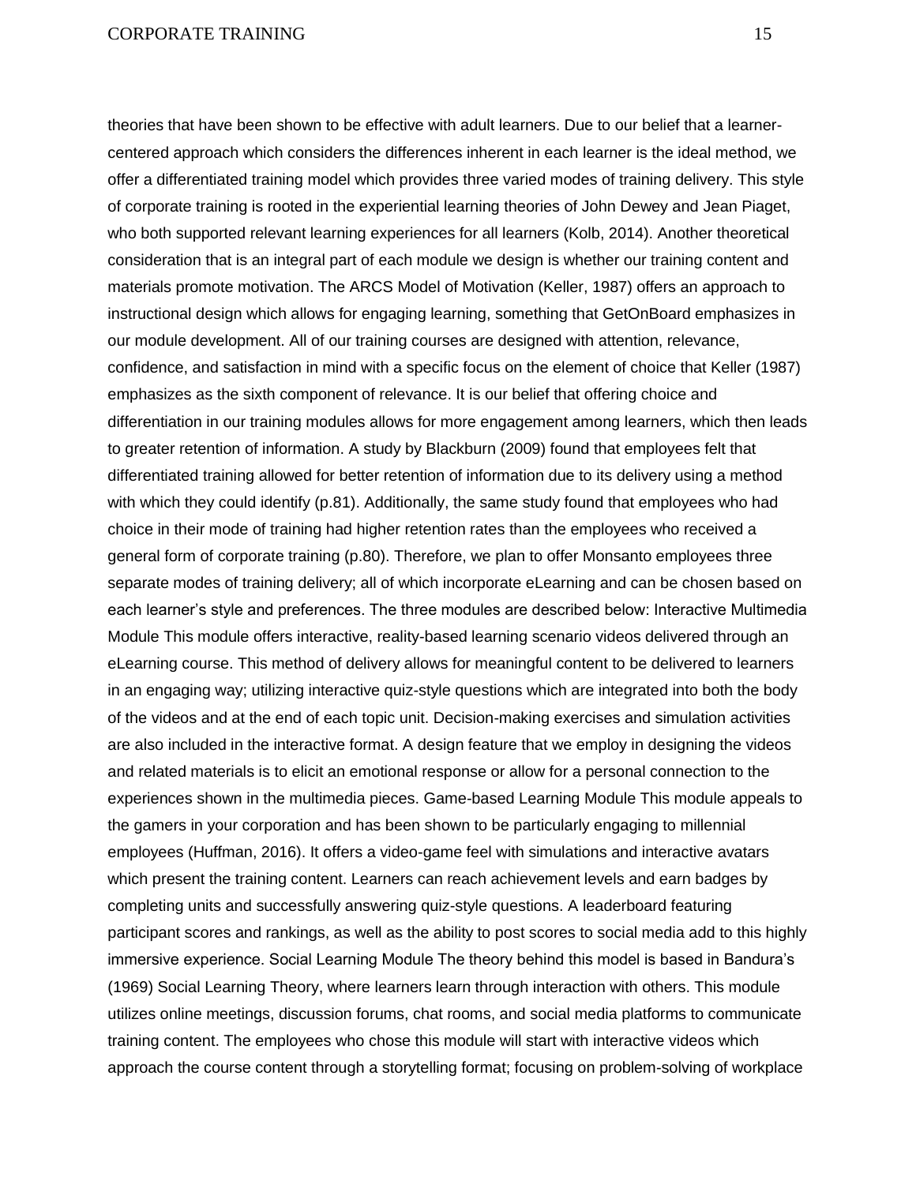theories that have been shown to be effective with adult learners. Due to our belief that a learner-centered approach which considers the differences inherent in each learner is the ideal method, we offer a differentiated training model which provides three varied modes of training delivery. This style of corporate training is rooted in the experiential learning theories of John Dewey and Jean Piaget, who both supported relevant learning experiences for all learners (Kolb, 2014). Another theoretical consideration that is an integral part of each module we design is whether our training content and materials promote motivation. The ARCS Model of Motivation (Keller, 1987) offers an approach to instructional design which allows for engaging learning, something that GetOnBoard emphasizes in our module development. All of our training courses are designed with attention, relevance, confidence, and satisfaction in mind with a specific focus on the element of choice that Keller (1987) emphasizes as the sixth component of relevance. It is our belief that offering choice and differentiation in our training modules allows for more engagement among learners, which then leads to greater retention of information. A study by Blackburn (2009) found that employees felt that differentiated training allowed for better retention of information due to its delivery using a method with which they could identify (p.81). Additionally, the same study found that employees who had choice in their mode of training had higher retention rates than the employees who received a general form of corporate training (p.80). Therefore, we plan to offer Monsanto employees three separate modes of training delivery; all of which incorporate eLearning and can be chosen based on each learner's style and preferences. The three modules are described below:

**Interactive Multimedia Module**

This module offers interactive, reality-based learning scenario videos delivered through an eLearning course. This method of delivery allows for meaningful content to be delivered to learners in an engaging way; utilizing interactive quiz-style questions which are integrated into both the body of the videos and at the end of each topic unit. Decision-making exercises and simulation activities are also included in the interactive format. A design feature that we employ in designing the videos and related materials is to elicit an emotional response or allow for a personal connection to the experiences shown in the multimedia pieces.

**Game-based Learning Module**

This module appeals to the gamers in your corporation and has been shown to be particularly engaging to millennial employees (Huffman, 2016). It offers a video-game feel with simulations and interactive avatars which present the training content. Learners can reach achievement levels and earn badges by completing units and successfully answering quiz-style questions. A leaderboard featuring participant scores and rankings, as well as the ability to post scores to social media add to this highly immersive experience.

**Social Learning Module**

The theory behind this model is based in Bandura's (1969) Social Learning Theory, where learners learn through interaction with others. This module utilizes online meetings, discussion forums, chat rooms, and social media platforms to communicate training content. The employees who chose this module will start with interactive videos which approach the course content through a storytelling format; focusing on problem-solving of workplace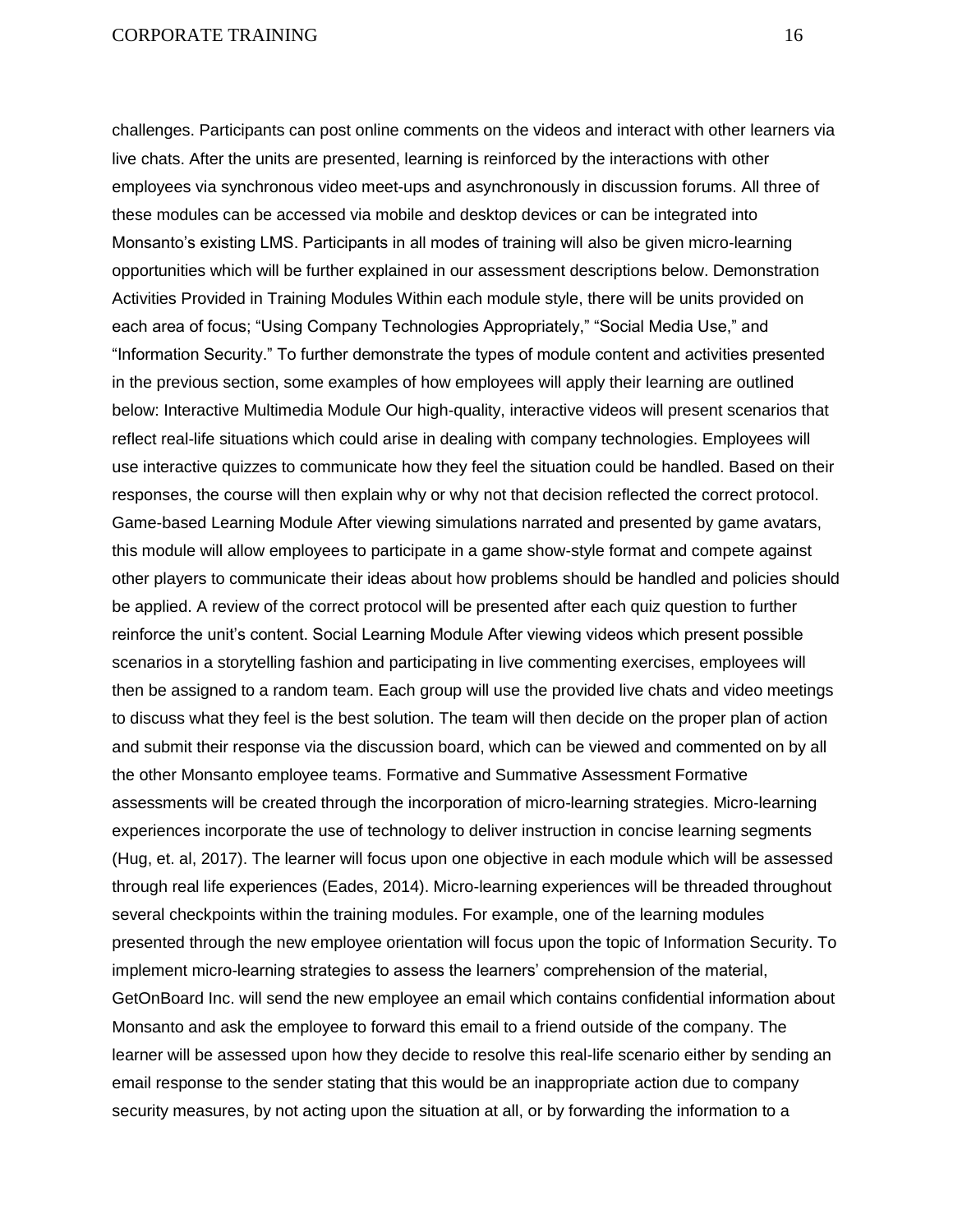challenges. Participants can post online comments on the videos and interact with other learners via live chats. After the units are presented, learning is reinforced by the interactions with other employees via synchronous video meet-ups and asynchronously in discussion forums. All three of these modules can be accessed via mobile and desktop devices or can be integrated into Monsanto's existing LMS. Participants in all modes of training will also be given micro-learning opportunities which will be further explained in our assessment descriptions below.

## Demonstration Activities Provided in Training Modules

Within each module style, there will be units provided on each area of focus; "Using Company Technologies Appropriately," "Social Media Use," and "Information Security." To further demonstrate the types of module content and activities presented in the previous section, some examples of how employees will apply their learning are outlined below:

### Interactive Multimedia Module

Our high-quality, interactive videos will present scenarios that reflect real-life situations which could arise in dealing with company technologies. Employees will use interactive quizzes to communicate how they feel the situation could be handled. Based on their responses, the course will then explain why or why not that decision reflected the correct protocol.

### Game-based Learning Module

After viewing simulations narrated and presented by game avatars, this module will allow employees to participate in a game show-style format and compete against other players to communicate their ideas about how problems should be handled and policies should be applied. A review of the correct protocol will be presented after each quiz question to further reinforce the unit's content.

### Social Learning Module

After viewing videos which present possible scenarios in a storytelling fashion and participating in live commenting exercises, employees will then be assigned to a random team. Each group will use the provided live chats and video meetings to discuss what they feel is the best solution. The team will then decide on the proper plan of action and submit their response via the discussion board, which can be viewed and commented on by all the other Monsanto employee teams.

## Formative and Summative Assessment

Formative assessments will be created through the incorporation of micro-learning strategies. Micro-learning experiences incorporate the use of technology to deliver instruction in concise learning segments (Hug, et. al, 2017). The learner will focus upon one objective in each module which will be assessed through real life experiences (Eades, 2014). Micro-learning experiences will be threaded throughout several checkpoints within the training modules. For example, one of the learning modules presented through the new employee orientation will focus upon the topic of Information Security. To implement micro-learning strategies to assess the learners' comprehension of the material, GetOnBoard Inc. will send the new employee an email which contains confidential information about Monsanto and ask the employee to forward this email to a friend outside of the company. The learner will be assessed upon how they decide to resolve this real-life scenario either by sending an email response to the sender stating that this would be an inappropriate action due to company security measures, by not acting upon the situation at all, or by forwarding the information to a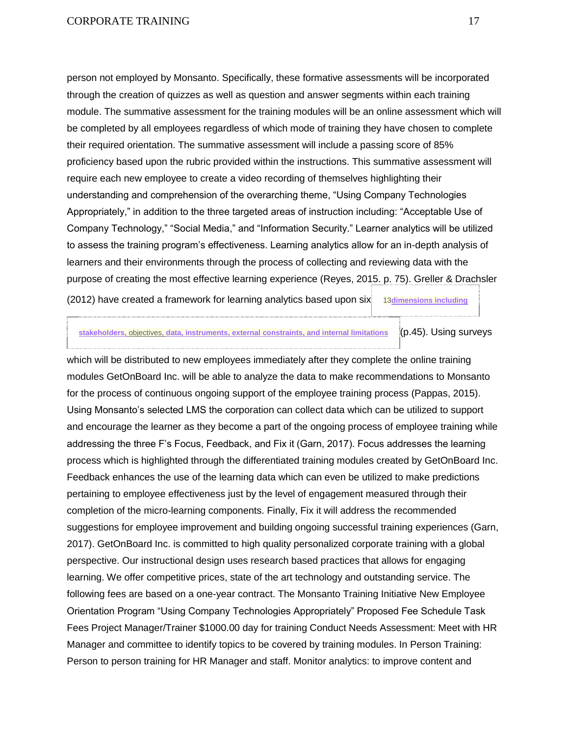person not employed by Monsanto. Specifically, these formative assessments will be incorporated through the creation of quizzes as well as question and answer segments within each training module. The summative assessment for the training modules will be an online assessment which will be completed by all employees regardless of which mode of training they have chosen to complete their required orientation. The summative assessment will include a passing score of 85% proficiency based upon the rubric provided within the instructions. This summative assessment will require each new employee to create a video recording of themselves highlighting their understanding and comprehension of the overarching theme, "Using Company Technologies Appropriately," in addition to the three targeted areas of instruction including: "Acceptable Use of Company Technology," "Social Media," and "Information Security." Learner analytics will be utilized to assess the training program's effectiveness. Learning analytics allow for an in-depth analysis of learners and their environments through the process of collecting and reviewing data with the purpose of creating the most effective learning experience (Reyes, 2015. p. 75). Greller & Drachsler (2012) have created a framework for learning analytics based upon six 13dimensions including stakeholders, objectives, data, instruments, external constraints, and internal limitations (p.45). Using surveys which will be distributed to new employees immediately after they complete the online training modules GetOnBoard Inc. will be able to analyze the data to make recommendations to Monsanto for the process of continuous ongoing support of the employee training process (Pappas, 2015). Using Monsanto's selected LMS the corporation can collect data which can be utilized to support and encourage the learner as they become a part of the ongoing process of employee training while addressing the three F's Focus, Feedback, and Fix it (Garn, 2017). Focus addresses the learning process which is highlighted through the differentiated training modules created by GetOnBoard Inc. Feedback enhances the use of the learning data which can even be utilized to make predictions pertaining to employee effectiveness just by the level of engagement measured through their completion of the micro-learning components. Finally, Fix it will address the recommended suggestions for employee improvement and building ongoing successful training experiences (Garn, 2017). GetOnBoard Inc. is committed to high quality personalized corporate training with a global perspective. Our instructional design uses research based practices that allows for engaging learning. We offer competitive prices, state of the art technology and outstanding service. The following fees are based on a one-year contract. The Monsanto Training Initiative New Employee Orientation Program "Using Company Technologies Appropriately" Proposed Fee Schedule Task Fees Project Manager/Trainer $1000.00 day for training Conduct Needs Assessment: Meet with HR Manager and committee to identify topics to be covered by training modules. In Person Training: Person to person training for HR Manager and staff. Monitor analytics: to improve content and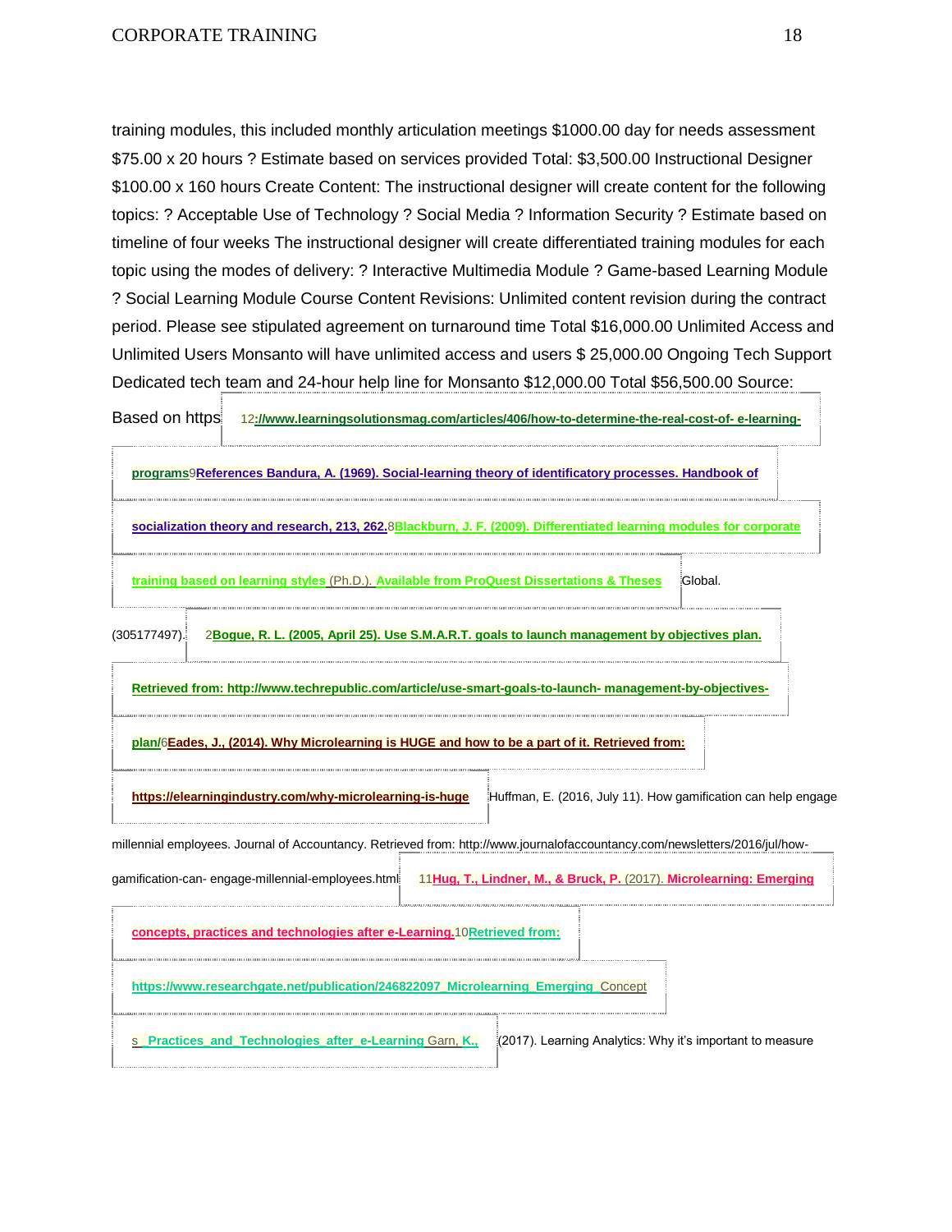training modules, this included monthly articulation meetings $1000.00 day for needs assessment $75.00 x 20 hours ? Estimate based on services provided Total: $3,500.00 Instructional Designer $100.00 x 160 hours Create Content: The instructional designer will create content for the following topics: ? Acceptable Use of Technology ? Social Media ? Information Security ? Estimate based on timeline of four weeks The instructional designer will create differentiated training modules for each topic using the modes of delivery: ? Interactive Multimedia Module ? Game-based Learning Module ? Social Learning Module Course Content Revisions: Unlimited content revision during the contract period. Please see stipulated agreement on turnaround time Total $16,000.00 Unlimited Access and Unlimited Users Monsanto will have unlimited access and users $ 25,000.00 Ongoing Tech Support Dedicated tech team and 24-hour help line for Monsanto $12,000.00 Total $56,500.00 Source: Based on https 12://www.learningsolutionsmag.com/articles/406/how-to-determine-the-real-cost-of- e-learning-programs9References Bandura, A. (1969). Social-learning theory of identificatory processes. Handbook of socialization theory and research, 213, 262.8Blackburn, J. F. (2009). Differentiated learning modules for corporate training based on learning styles (Ph.D.). Available from ProQuest Dissertations & Theses Global. (305177497). 2Bogue, R. L. (2005, April 25). Use S.M.A.R.T. goals to launch management by objectives plan. Retrieved from: http://www.techrepublic.com/article/use-smart-goals-to-launch- management-by-objectives-plan/6Eades, J., (2014). Why Microlearning is HUGE and how to be a part of it. Retrieved from: https://elearningindustry.com/why-microlearning-is-huge Huffman, E. (2016, July 11). How gamification can help engage millennial employees. Journal of Accountancy. Retrieved from: http://www.journalofaccountancy.com/newsletters/2016/jul/how-gamification-can- engage-millennial-employees.html 11Hug, T., Lindner, M., & Bruck, P. (2017). Microlearning: Emerging concepts, practices and technologies after e-Learning.10Retrieved from: https://www.researchgate.net/publication/246822097_Microlearning_Emerging_Concepts_Practices_and_Technologies_after_e-Learning Garn, K., (2017). Learning Analytics: Why it's important to measure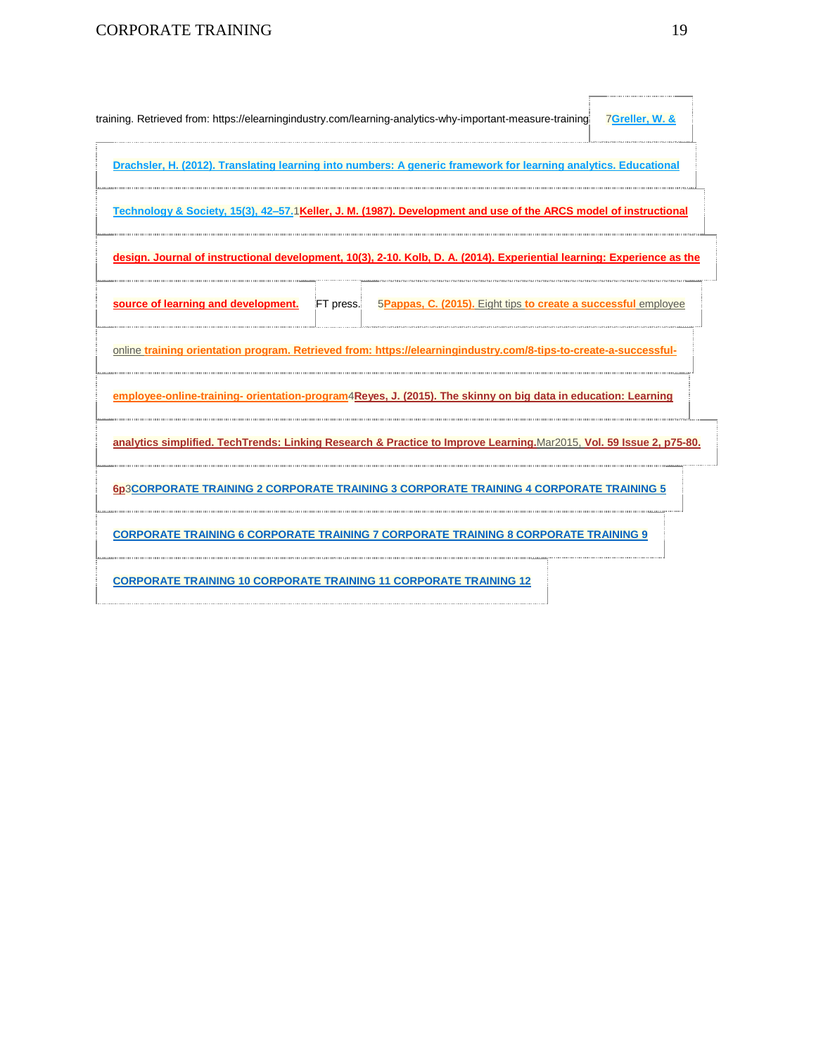training. Retrieved from: https://elearningindustry.com/learning-analytics-why-important-measure-training 7Greller, W. & Drachsler, H. (2012). Translating learning into numbers: A generic framework for learning analytics. Educational Technology & Society, 15(3), 42–57.1Keller, J. M. (1987). Development and use of the ARCS model of instructional design. Journal of instructional development, 10(3), 2-10. Kolb, D. A. (2014). Experiential learning: Experience as the source of learning and development. FT press. 5Pappas, C. (2015). Eight tips to create a successful employee online training orientation program. Retrieved from: https://elearningindustry.com/8-tips-to-create-a-successful-employee-online-training- orientation-program4Reyes, J. (2015). The skinny on big data in education: Learning analytics simplified. TechTrends: Linking Research & Practice to Improve Learning.Mar2015, Vol. 59 Issue 2, p75-80. 6p3CORPORATE TRAINING 2 CORPORATE TRAINING 3 CORPORATE TRAINING 4 CORPORATE TRAINING 5 CORPORATE TRAINING 6 CORPORATE TRAINING 7 CORPORATE TRAINING 8 CORPORATE TRAINING 9 CORPORATE TRAINING 10 CORPORATE TRAINING 11 CORPORATE TRAINING 12